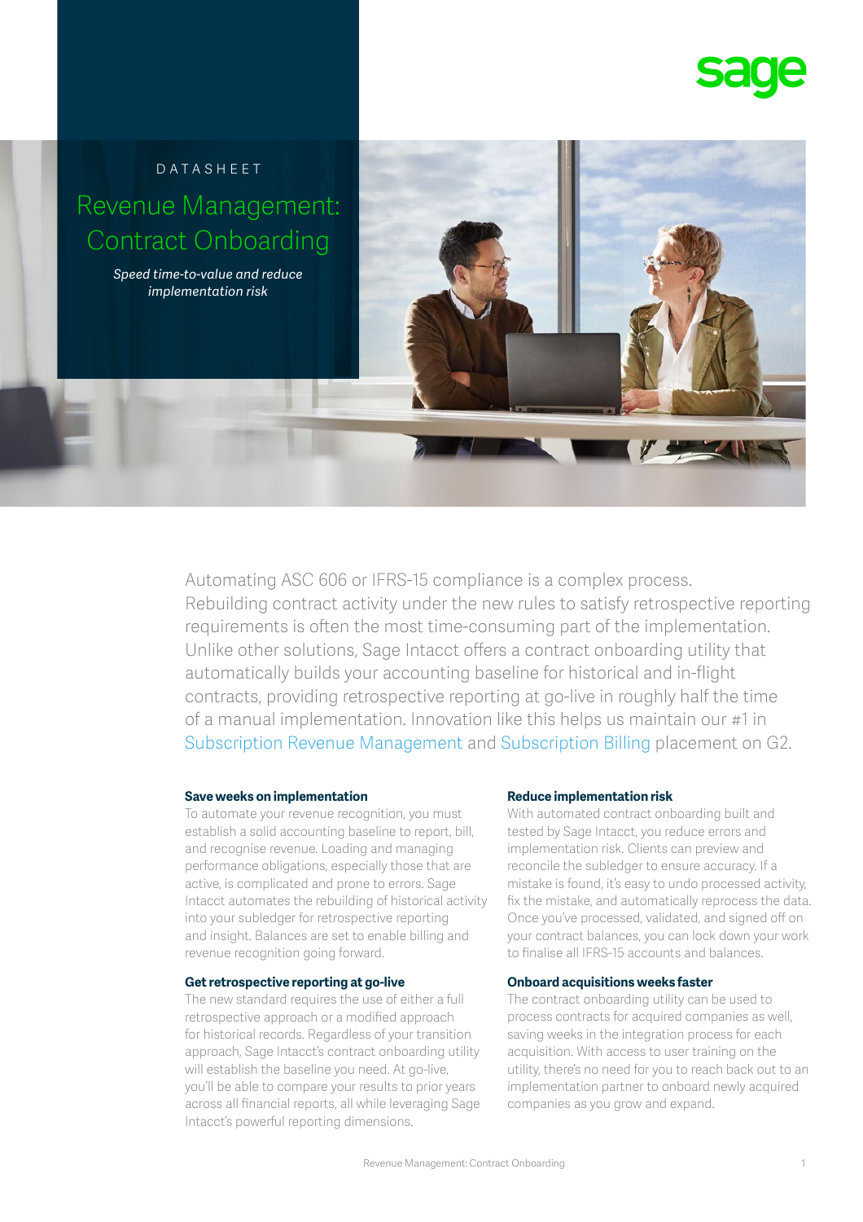DATASHEET

# Revenue Management: Contract Onboarding

*Speed time-to-value and reduce implementation risk*

Automating ASC 606 or IFRS-15 compliance is a complex process. Rebuilding contract activity under the new rules to satisfy retrospective reporting requirements is often the most time-consuming part of the implementation. Unlike other solutions, Sage Intacct offers a contract onboarding utility that automatically builds your accounting baseline for historical and in-flight contracts, providing retrospective reporting at go-live in roughly half the time of a manual implementation. Innovation like this helps us maintain our #1 in Subscription Revenue Management and Subscription Billing placement on G2.

### Save weeks on implementation

To automate your revenue recognition, you must establish a solid accounting baseline to report, bill, and recognise revenue. Loading and managing performance obligations, especially those that are active, is complicated and prone to errors. Sage Intacct automates the rebuilding of historical activity into your subledger for retrospective reporting and insight. Balances are set to enable billing and revenue recognition going forward.

### Get retrospective reporting at go-live

The new standard requires the use of either a full retrospective approach or a modified approach for historical records. Regardless of your transition approach, Sage Intacct's contract onboarding utility will establish the baseline you need. At go-live, you'll be able to compare your results to prior years across all financial reports, all while leveraging Sage Intacct's powerful reporting dimensions.

### Reduce implementation risk

With automated contract onboarding built and tested by Sage Intacct, you reduce errors and implementation risk. Clients can preview and reconcile the subledger to ensure accuracy. If a mistake is found, it's easy to undo processed activity, fix the mistake, and automatically reprocess the data. Once you've processed, validated, and signed off on your contract balances, you can lock down your work to finalise all IFRS-15 accounts and balances.

### Onboard acquisitions weeks faster

The contract onboarding utility can be used to process contracts for acquired companies as well, saving weeks in the integration process for each acquisition. With access to user training on the utility, there's no need for you to reach back out to an implementation partner to onboard newly acquired companies as you grow and expand.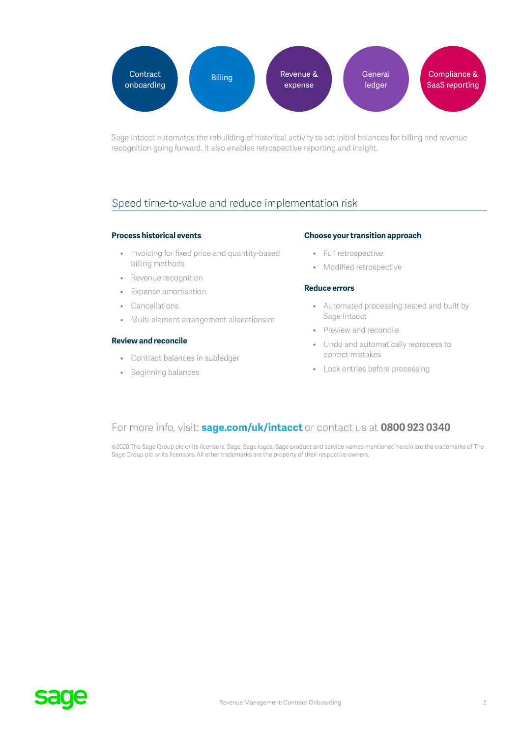Contract onboarding

Billing

Revenue & expense

General ledger

Compliance & SaaS reporting

Sage Intacct automates the rebuilding of historical activity to set initial balances for billing and revenue recognition going forward. It also enables retrospective reporting and insight.

## Speed time-to-value and reduce implementation risk

**Process historical events**

- Invoicing for fixed price and quantity-based billing methods
- Revenue recognition
- Expense amortisation
- Cancellations
- Multi-element arrangement allocationsim

**Review and reconcile**

- Contract balances in subledger
- Beginning balances

**Choose your transition approach**

- Full retrospective
- Modified retrospective

**Reduce errors**

- Automated processing tested and built by Sage Intacct
- Preview and reconcile
- Undo and automatically reprocess to correct mistakes
- Lock entries before processing

For more info, visit: **sage.com/uk/intacct** or contact us at **0800 923 0340**

©2020 The Sage Group plc or its licensors. Sage, Sage logos, Sage product and service names mentioned herein are the trademarks of The Sage Group plc or its licensors. All other trademarks are the property of their respective owners.